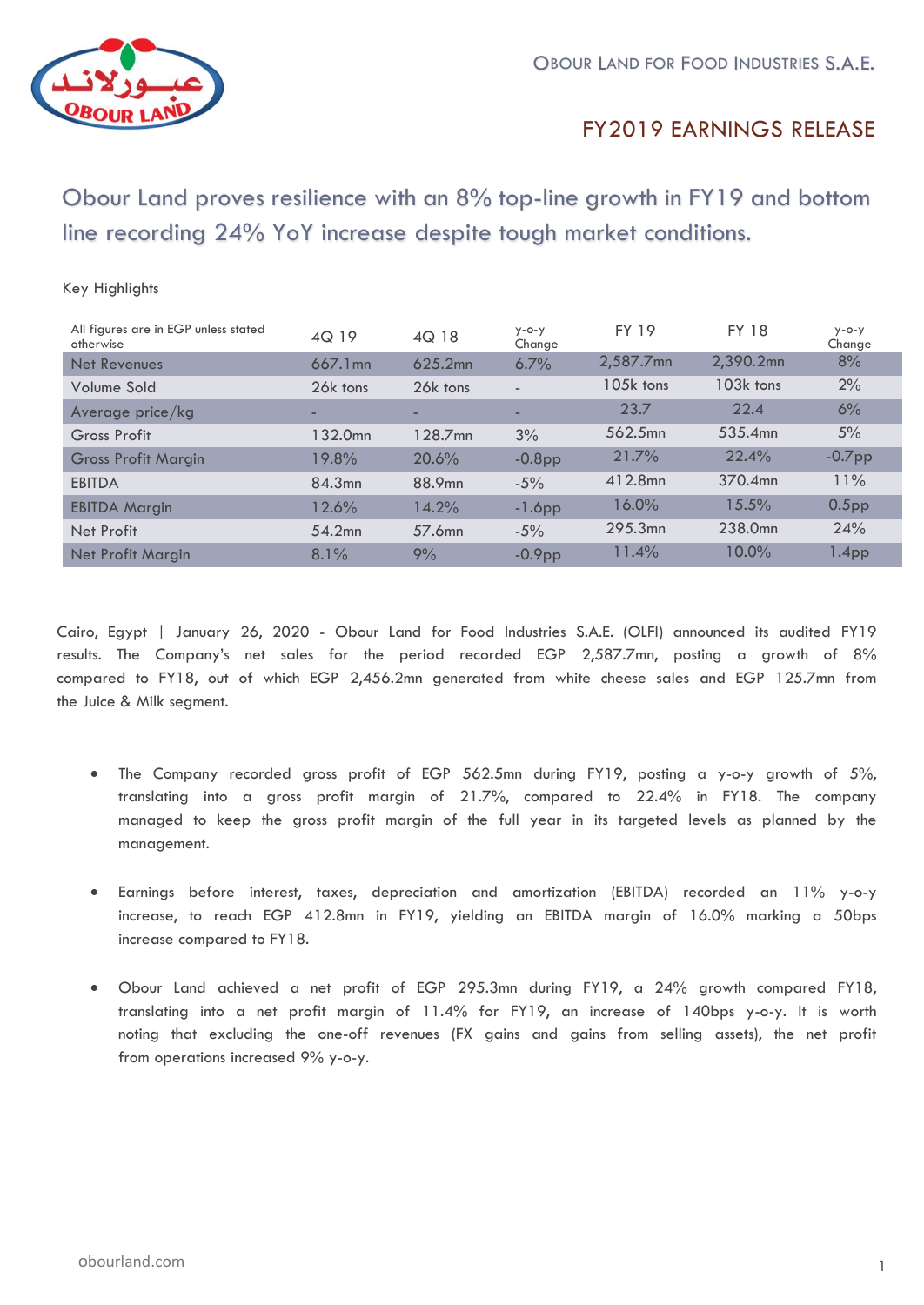OBOUR LAND FOR FOOD INDUSTRIES S.A.E.

# FY2019 EARNINGS RELEASE

## Obour Land proves resilience with an 8% top-line growth in FY19 and bottom line recording 24% YoY increase despite tough market conditions.

Key Highlights

| All figures are in EGP unless stated otherwise | 4Q 19 | 4Q 18 | y-o-y Change | FY 19 | FY 18 | y-o-y Change |
|---|---|---|---|---|---|---|
| Net Revenues | 667.1mn | 625.2mn | 6.7% | 2,587.7mn | 2,390.2mn | 8% |
| Volume Sold | 26k tons | 26k tons | - | 105k tons | 103k tons | 2% |
| Average price/kg | - | - | - | 23.7 | 22.4 | 6% |
| Gross Profit | 132.0mn | 128.7mn | 3% | 562.5mn | 535.4mn | 5% |
| Gross Profit Margin | 19.8% | 20.6% | -0.8pp | 21.7% | 22.4% | -0.7pp |
| EBITDA | 84.3mn | 88.9mn | -5% | 412.8mn | 370.4mn | 11% |
| EBITDA Margin | 12.6% | 14.2% | -1.6pp | 16.0% | 15.5% | 0.5pp |
| Net Profit | 54.2mn | 57.6mn | -5% | 295.3mn | 238.0mn | 24% |
| Net Profit Margin | 8.1% | 9% | -0.9pp | 11.4% | 10.0% | 1.4pp |

Cairo, Egypt | January 26, 2020 - Obour Land for Food Industries S.A.E. (OLFI) announced its audited FY19 results. The Company's net sales for the period recorded EGP 2,587.7mn, posting a growth of 8% compared to FY18, out of which EGP 2,456.2mn generated from white cheese sales and EGP 125.7mn from the Juice & Milk segment.

- The Company recorded gross profit of EGP 562.5mn during FY19, posting a y-o-y growth of 5%, translating into a gross profit margin of 21.7%, compared to 22.4% in FY18. The company managed to keep the gross profit margin of the full year in its targeted levels as planned by the management.

- Earnings before interest, taxes, depreciation and amortization (EBITDA) recorded an 11% y-o-y increase, to reach EGP 412.8mn in FY19, yielding an EBITDA margin of 16.0% marking a 50bps increase compared to FY18.

- Obour Land achieved a net profit of EGP 295.3mn during FY19, a 24% growth compared FY18, translating into a net profit margin of 11.4% for FY19, an increase of 140bps y-o-y. It is worth noting that excluding the one-off revenues (FX gains and gains from selling assets), the net profit from operations increased 9% y-o-y.

obourland.com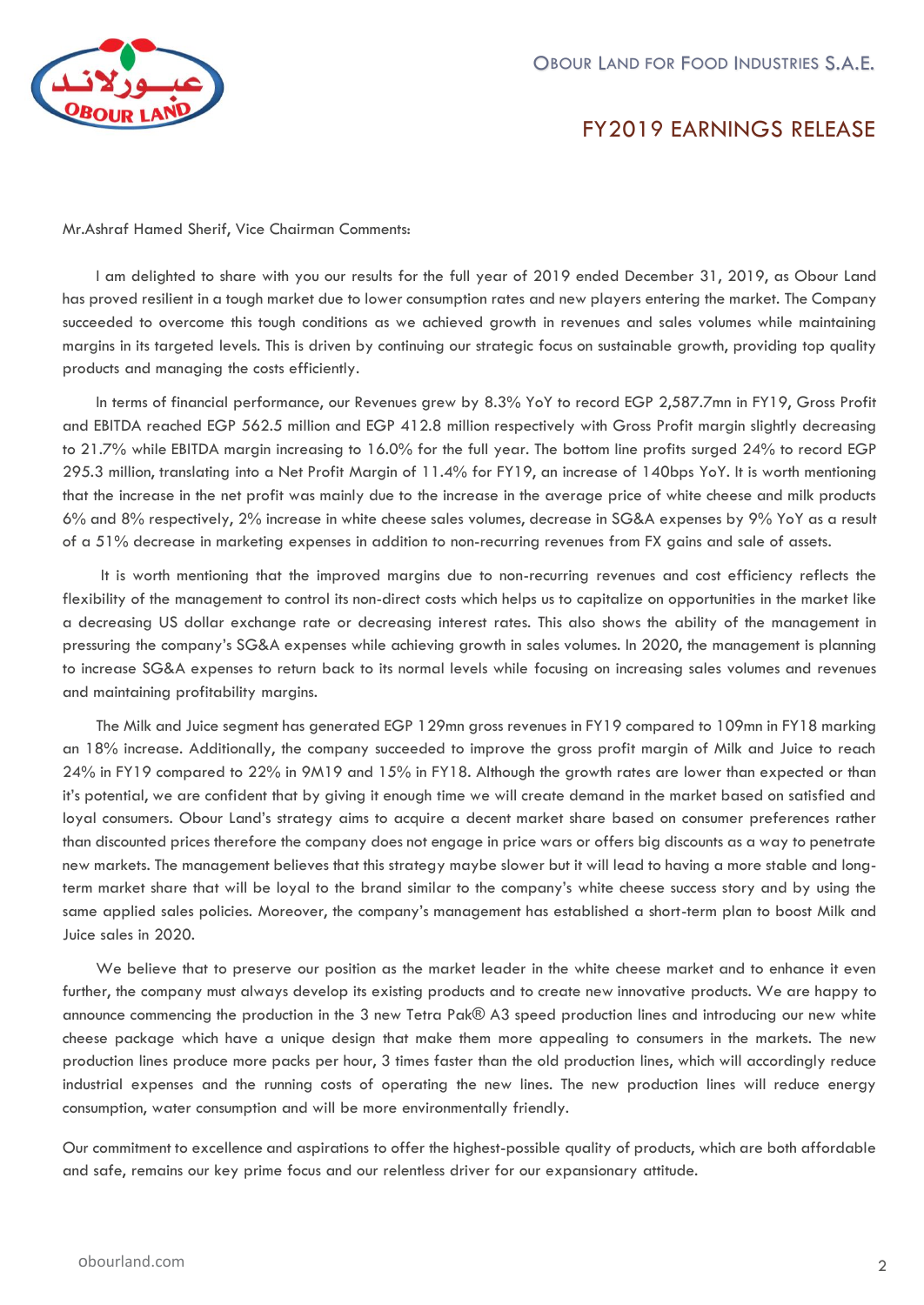Mr.Ashraf Hamed Sherif, Vice Chairman Comments:

I am delighted to share with you our results for the full year of 2019 ended December 31, 2019, as Obour Land has proved resilient in a tough market due to lower consumption rates and new players entering the market. The Company succeeded to overcome this tough conditions as we achieved growth in revenues and sales volumes while maintaining margins in its targeted levels. This is driven by continuing our strategic focus on sustainable growth, providing top quality products and managing the costs efficiently.

In terms of financial performance, our Revenues grew by 8.3% YoY to record EGP 2,587.7mn in FY19, Gross Profit and EBITDA reached EGP 562.5 million and EGP 412.8 million respectively with Gross Profit margin slightly decreasing to 21.7% while EBITDA margin increasing to 16.0% for the full year. The bottom line profits surged 24% to record EGP 295.3 million, translating into a Net Profit Margin of 11.4% for FY19, an increase of 140bps YoY. It is worth mentioning that the increase in the net profit was mainly due to the increase in the average price of white cheese and milk products 6% and 8% respectively, 2% increase in white cheese sales volumes, decrease in SG&A expenses by 9% YoY as a result of a 51% decrease in marketing expenses in addition to non-recurring revenues from FX gains and sale of assets.

It is worth mentioning that the improved margins due to non-recurring revenues and cost efficiency reflects the flexibility of the management to control its non-direct costs which helps us to capitalize on opportunities in the market like a decreasing US dollar exchange rate or decreasing interest rates. This also shows the ability of the management in pressuring the company's SG&A expenses while achieving growth in sales volumes. In 2020, the management is planning to increase SG&A expenses to return back to its normal levels while focusing on increasing sales volumes and revenues and maintaining profitability margins.

The Milk and Juice segment has generated EGP 129mn gross revenues in FY19 compared to 109mn in FY18 marking an 18% increase. Additionally, the company succeeded to improve the gross profit margin of Milk and Juice to reach 24% in FY19 compared to 22% in 9M19 and 15% in FY18. Although the growth rates are lower than expected or than it's potential, we are confident that by giving it enough time we will create demand in the market based on satisfied and loyal consumers. Obour Land's strategy aims to acquire a decent market share based on consumer preferences rather than discounted prices therefore the company does not engage in price wars or offers big discounts as a way to penetrate new markets. The management believes that this strategy maybe slower but it will lead to having a more stable and long-term market share that will be loyal to the brand similar to the company's white cheese success story and by using the same applied sales policies. Moreover, the company's management has established a short-term plan to boost Milk and Juice sales in 2020.

We believe that to preserve our position as the market leader in the white cheese market and to enhance it even further, the company must always develop its existing products and to create new innovative products. We are happy to announce commencing the production in the 3 new Tetra Pak® A3 speed production lines and introducing our new white cheese package which have a unique design that make them more appealing to consumers in the markets. The new production lines produce more packs per hour, 3 times faster than the old production lines, which will accordingly reduce industrial expenses and the running costs of operating the new lines. The new production lines will reduce energy consumption, water consumption and will be more environmentally friendly.

Our commitment to excellence and aspirations to offer the highest-possible quality of products, which are both affordable and safe, remains our key prime focus and our relentless driver for our expansionary attitude.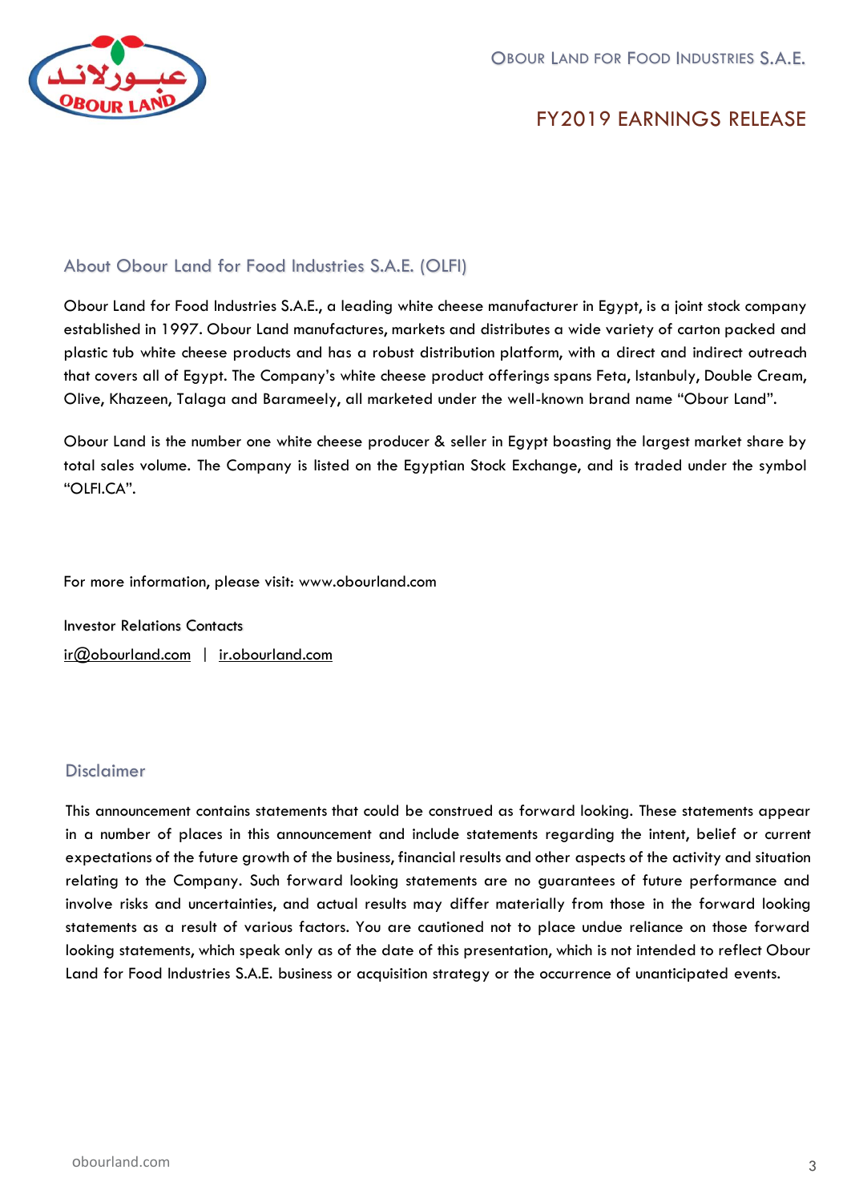## About Obour Land for Food Industries S.A.E. (OLFI)

Obour Land for Food Industries S.A.E., a leading white cheese manufacturer in Egypt, is a joint stock company established in 1997. Obour Land manufactures, markets and distributes a wide variety of carton packed and plastic tub white cheese products and has a robust distribution platform, with a direct and indirect outreach that covers all of Egypt. The Company's white cheese product offerings spans Feta, Istanbuly, Double Cream, Olive, Khazeen, Talaga and Barameely, all marketed under the well-known brand name "Obour Land".

Obour Land is the number one white cheese producer & seller in Egypt boasting the largest market share by total sales volume. The Company is listed on the Egyptian Stock Exchange, and is traded under the symbol "OLFI.CA".

For more information, please visit: www.obourland.com

Investor Relations Contacts

ir@obourland.com | ir.obourland.com

## Disclaimer

This announcement contains statements that could be construed as forward looking. These statements appear in a number of places in this announcement and include statements regarding the intent, belief or current expectations of the future growth of the business, financial results and other aspects of the activity and situation relating to the Company. Such forward looking statements are no guarantees of future performance and involve risks and uncertainties, and actual results may differ materially from those in the forward looking statements as a result of various factors. You are cautioned not to place undue reliance on those forward looking statements, which speak only as of the date of this presentation, which is not intended to reflect Obour Land for Food Industries S.A.E. business or acquisition strategy or the occurrence of unanticipated events.